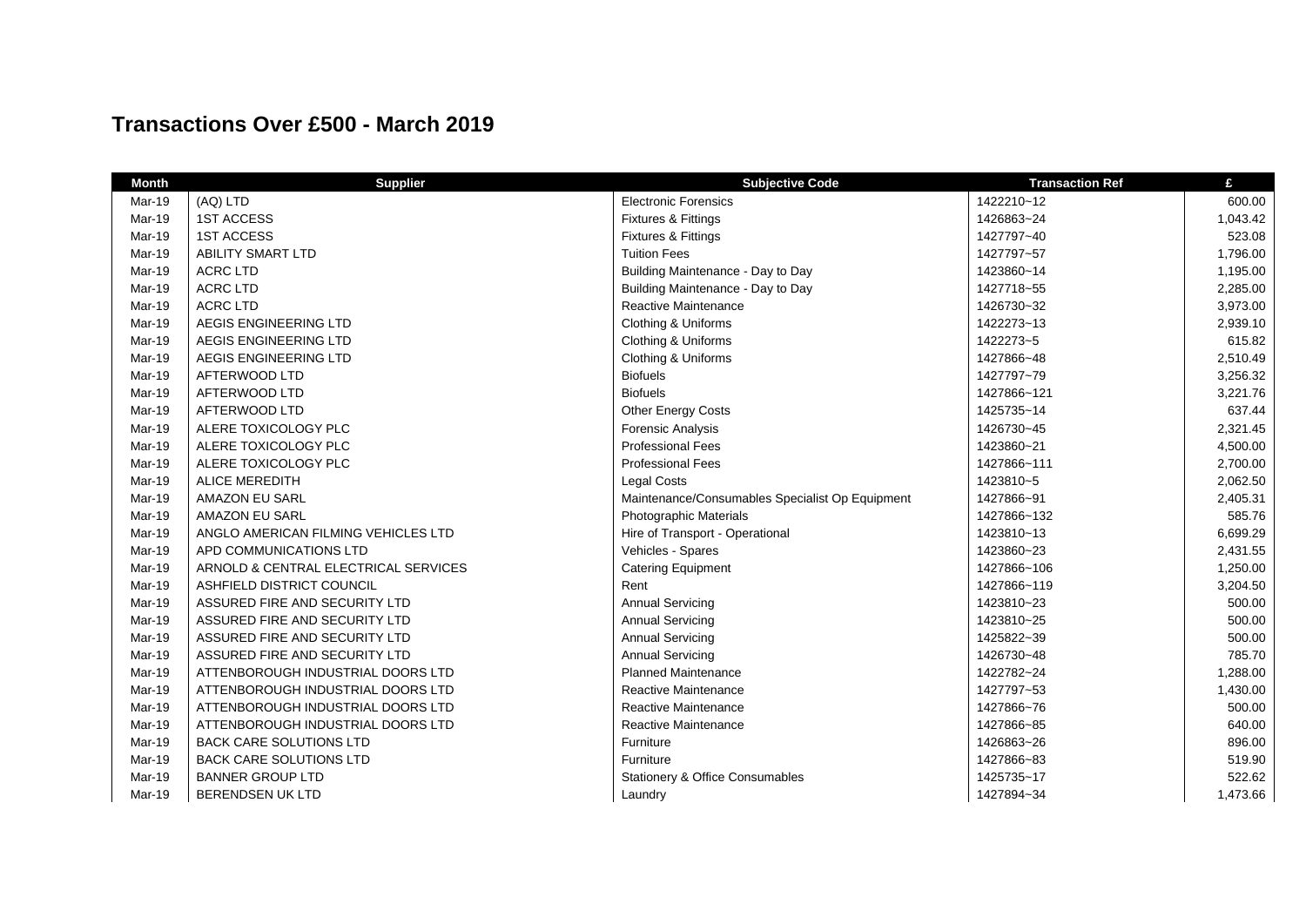# Transactions Over £500 - March 2019

| Month | Supplier | Subjective Code | Transaction Ref | £ |
|---|---|---|---|---|
| Mar-19 | (AQ) LTD | Electronic Forensics | 1422210~12 | 600.00 |
| Mar-19 | 1ST ACCESS | Fixtures & Fittings | 1426863~24 | 1,043.42 |
| Mar-19 | 1ST ACCESS | Fixtures & Fittings | 1427797~40 | 523.08 |
| Mar-19 | ABILITY SMART LTD | Tuition Fees | 1427797~57 | 1,796.00 |
| Mar-19 | ACRC LTD | Building Maintenance - Day to Day | 1423860~14 | 1,195.00 |
| Mar-19 | ACRC LTD | Building Maintenance - Day to Day | 1427718~55 | 2,285.00 |
| Mar-19 | ACRC LTD | Reactive Maintenance | 1426730~32 | 3,973.00 |
| Mar-19 | AEGIS ENGINEERING LTD | Clothing & Uniforms | 1422273~13 | 2,939.10 |
| Mar-19 | AEGIS ENGINEERING LTD | Clothing & Uniforms | 1422273~5 | 615.82 |
| Mar-19 | AEGIS ENGINEERING LTD | Clothing & Uniforms | 1427866~48 | 2,510.49 |
| Mar-19 | AFTERWOOD LTD | Biofuels | 1427797~79 | 3,256.32 |
| Mar-19 | AFTERWOOD LTD | Biofuels | 1427866~121 | 3,221.76 |
| Mar-19 | AFTERWOOD LTD | Other Energy Costs | 1425735~14 | 637.44 |
| Mar-19 | ALERE TOXICOLOGY PLC | Forensic Analysis | 1426730~45 | 2,321.45 |
| Mar-19 | ALERE TOXICOLOGY PLC | Professional Fees | 1423860~21 | 4,500.00 |
| Mar-19 | ALERE TOXICOLOGY PLC | Professional Fees | 1427866~111 | 2,700.00 |
| Mar-19 | ALICE MEREDITH | Legal Costs | 1423810~5 | 2,062.50 |
| Mar-19 | AMAZON EU SARL | Maintenance/Consumables Specialist Op Equipment | 1427866~91 | 2,405.31 |
| Mar-19 | AMAZON EU SARL | Photographic Materials | 1427866~132 | 585.76 |
| Mar-19 | ANGLO AMERICAN FILMING VEHICLES LTD | Hire of Transport - Operational | 1423810~13 | 6,699.29 |
| Mar-19 | APD COMMUNICATIONS LTD | Vehicles - Spares | 1423860~23 | 2,431.55 |
| Mar-19 | ARNOLD & CENTRAL ELECTRICAL SERVICES | Catering Equipment | 1427866~106 | 1,250.00 |
| Mar-19 | ASHFIELD DISTRICT COUNCIL | Rent | 1427866~119 | 3,204.50 |
| Mar-19 | ASSURED FIRE AND SECURITY LTD | Annual Servicing | 1423810~23 | 500.00 |
| Mar-19 | ASSURED FIRE AND SECURITY LTD | Annual Servicing | 1423810~25 | 500.00 |
| Mar-19 | ASSURED FIRE AND SECURITY LTD | Annual Servicing | 1425822~39 | 500.00 |
| Mar-19 | ASSURED FIRE AND SECURITY LTD | Annual Servicing | 1426730~48 | 785.70 |
| Mar-19 | ATTENBOROUGH INDUSTRIAL DOORS LTD | Planned Maintenance | 1422782~24 | 1,288.00 |
| Mar-19 | ATTENBOROUGH INDUSTRIAL DOORS LTD | Reactive Maintenance | 1427797~53 | 1,430.00 |
| Mar-19 | ATTENBOROUGH INDUSTRIAL DOORS LTD | Reactive Maintenance | 1427866~76 | 500.00 |
| Mar-19 | ATTENBOROUGH INDUSTRIAL DOORS LTD | Reactive Maintenance | 1427866~85 | 640.00 |
| Mar-19 | BACK CARE SOLUTIONS LTD | Furniture | 1426863~26 | 896.00 |
| Mar-19 | BACK CARE SOLUTIONS LTD | Furniture | 1427866~83 | 519.90 |
| Mar-19 | BANNER GROUP LTD | Stationery & Office Consumables | 1425735~17 | 522.62 |
| Mar-19 | BERENDSEN UK LTD | Laundry | 1427894~34 | 1,473.66 |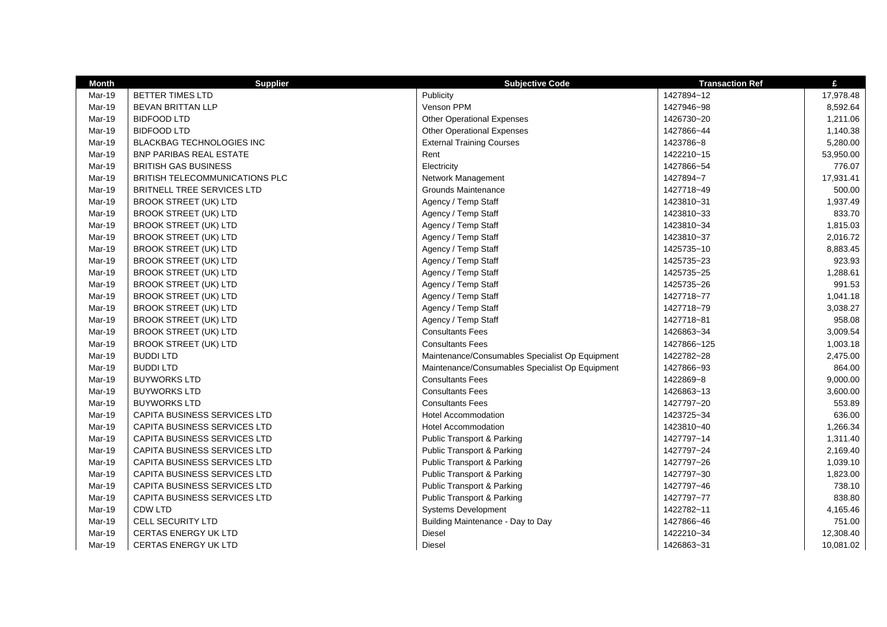| Month | Supplier | Subjective Code | Transaction Ref | £ |
|---|---|---|---|---|
| Mar-19 | BETTER TIMES LTD | Publicity | 1427894~12 | 17,978.48 |
| Mar-19 | BEVAN BRITTAN LLP | Venson PPM | 1427946~98 | 8,592.64 |
| Mar-19 | BIDFOOD LTD | Other Operational Expenses | 1426730~20 | 1,211.06 |
| Mar-19 | BIDFOOD LTD | Other Operational Expenses | 1427866~44 | 1,140.38 |
| Mar-19 | BLACKBAG TECHNOLOGIES INC | External Training Courses | 1423786~8 | 5,280.00 |
| Mar-19 | BNP PARIBAS REAL ESTATE | Rent | 1422210~15 | 53,950.00 |
| Mar-19 | BRITISH GAS BUSINESS | Electricity | 1427866~54 | 776.07 |
| Mar-19 | BRITISH TELECOMMUNICATIONS PLC | Network Management | 1427894~7 | 17,931.41 |
| Mar-19 | BRITNELL TREE SERVICES LTD | Grounds Maintenance | 1427718~49 | 500.00 |
| Mar-19 | BROOK STREET (UK) LTD | Agency / Temp Staff | 1423810~31 | 1,937.49 |
| Mar-19 | BROOK STREET (UK) LTD | Agency / Temp Staff | 1423810~33 | 833.70 |
| Mar-19 | BROOK STREET (UK) LTD | Agency / Temp Staff | 1423810~34 | 1,815.03 |
| Mar-19 | BROOK STREET (UK) LTD | Agency / Temp Staff | 1423810~37 | 2,016.72 |
| Mar-19 | BROOK STREET (UK) LTD | Agency / Temp Staff | 1425735~10 | 8,883.45 |
| Mar-19 | BROOK STREET (UK) LTD | Agency / Temp Staff | 1425735~23 | 923.93 |
| Mar-19 | BROOK STREET (UK) LTD | Agency / Temp Staff | 1425735~25 | 1,288.61 |
| Mar-19 | BROOK STREET (UK) LTD | Agency / Temp Staff | 1425735~26 | 991.53 |
| Mar-19 | BROOK STREET (UK) LTD | Agency / Temp Staff | 1427718~77 | 1,041.18 |
| Mar-19 | BROOK STREET (UK) LTD | Agency / Temp Staff | 1427718~79 | 3,038.27 |
| Mar-19 | BROOK STREET (UK) LTD | Agency / Temp Staff | 1427718~81 | 958.08 |
| Mar-19 | BROOK STREET (UK) LTD | Consultants Fees | 1426863~34 | 3,009.54 |
| Mar-19 | BROOK STREET (UK) LTD | Consultants Fees | 1427866~125 | 1,003.18 |
| Mar-19 | BUDDI LTD | Maintenance/Consumables Specialist Op Equipment | 1422782~28 | 2,475.00 |
| Mar-19 | BUDDI LTD | Maintenance/Consumables Specialist Op Equipment | 1427866~93 | 864.00 |
| Mar-19 | BUYWORKS LTD | Consultants Fees | 1422869~8 | 9,000.00 |
| Mar-19 | BUYWORKS LTD | Consultants Fees | 1426863~13 | 3,600.00 |
| Mar-19 | BUYWORKS LTD | Consultants Fees | 1427797~20 | 553.89 |
| Mar-19 | CAPITA BUSINESS SERVICES LTD | Hotel Accommodation | 1423725~34 | 636.00 |
| Mar-19 | CAPITA BUSINESS SERVICES LTD | Hotel Accommodation | 1423810~40 | 1,266.34 |
| Mar-19 | CAPITA BUSINESS SERVICES LTD | Public Transport & Parking | 1427797~14 | 1,311.40 |
| Mar-19 | CAPITA BUSINESS SERVICES LTD | Public Transport & Parking | 1427797~24 | 2,169.40 |
| Mar-19 | CAPITA BUSINESS SERVICES LTD | Public Transport & Parking | 1427797~26 | 1,039.10 |
| Mar-19 | CAPITA BUSINESS SERVICES LTD | Public Transport & Parking | 1427797~30 | 1,823.00 |
| Mar-19 | CAPITA BUSINESS SERVICES LTD | Public Transport & Parking | 1427797~46 | 738.10 |
| Mar-19 | CAPITA BUSINESS SERVICES LTD | Public Transport & Parking | 1427797~77 | 838.80 |
| Mar-19 | CDW LTD | Systems Development | 1422782~11 | 4,165.46 |
| Mar-19 | CELL SECURITY LTD | Building Maintenance - Day to Day | 1427866~46 | 751.00 |
| Mar-19 | CERTAS ENERGY UK LTD | Diesel | 1422210~34 | 12,308.40 |
| Mar-19 | CERTAS ENERGY UK LTD | Diesel | 1426863~31 | 10,081.02 |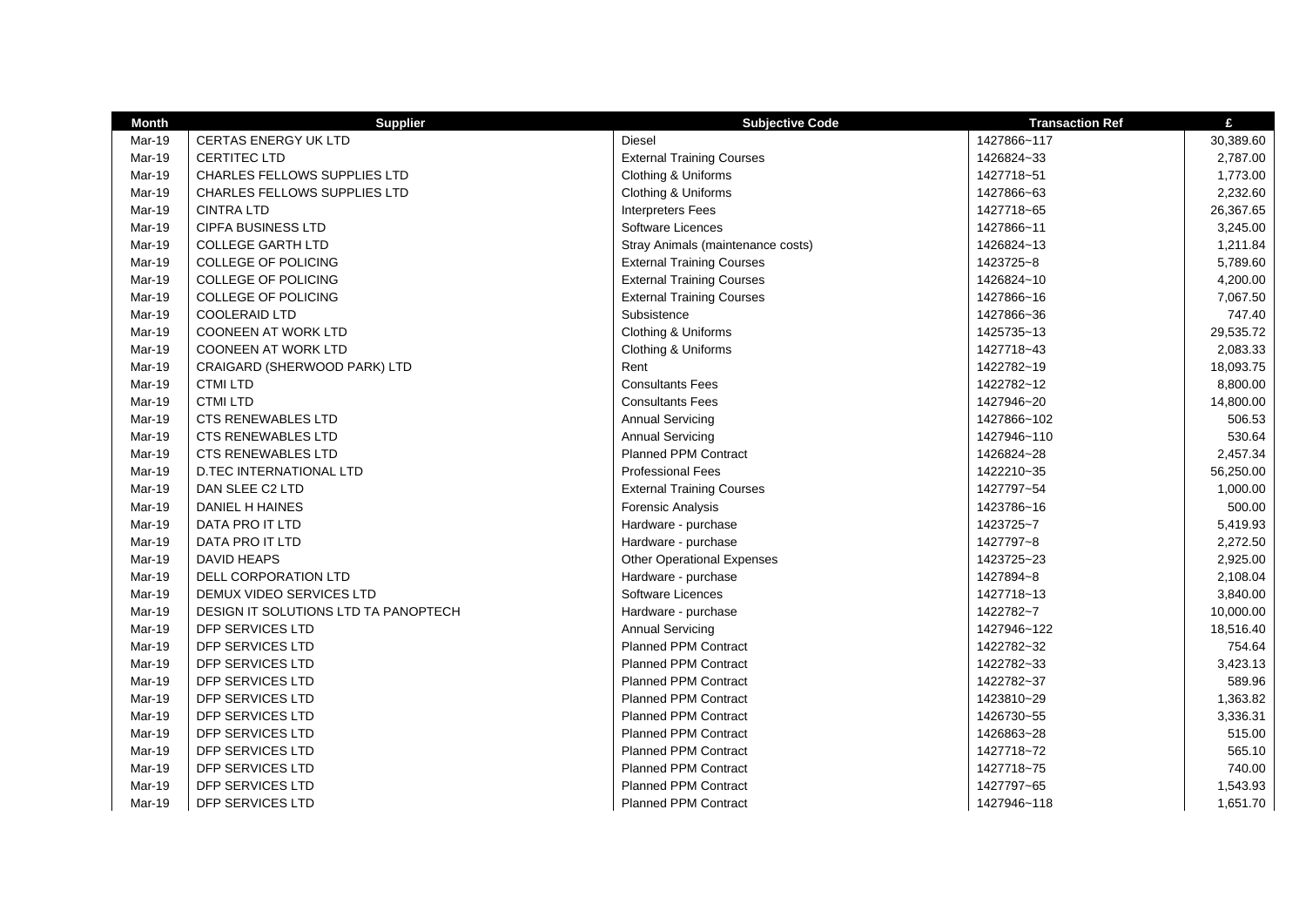| Month | Supplier | Subjective Code | Transaction Ref | £ |
|---|---|---|---|---|
| Mar-19 | CERTAS ENERGY UK LTD | Diesel | 1427866~117 | 30,389.60 |
| Mar-19 | CERTITEC LTD | External Training Courses | 1426824~33 | 2,787.00 |
| Mar-19 | CHARLES FELLOWS SUPPLIES LTD | Clothing & Uniforms | 1427718~51 | 1,773.00 |
| Mar-19 | CHARLES FELLOWS SUPPLIES LTD | Clothing & Uniforms | 1427866~63 | 2,232.60 |
| Mar-19 | CINTRA LTD | Interpreters Fees | 1427718~65 | 26,367.65 |
| Mar-19 | CIPFA BUSINESS LTD | Software Licences | 1427866~11 | 3,245.00 |
| Mar-19 | COLLEGE GARTH LTD | Stray Animals (maintenance costs) | 1426824~13 | 1,211.84 |
| Mar-19 | COLLEGE OF POLICING | External Training Courses | 1423725~8 | 5,789.60 |
| Mar-19 | COLLEGE OF POLICING | External Training Courses | 1426824~10 | 4,200.00 |
| Mar-19 | COLLEGE OF POLICING | External Training Courses | 1427866~16 | 7,067.50 |
| Mar-19 | COOLERAID LTD | Subsistence | 1427866~36 | 747.40 |
| Mar-19 | COONEEN AT WORK LTD | Clothing & Uniforms | 1425735~13 | 29,535.72 |
| Mar-19 | COONEEN AT WORK LTD | Clothing & Uniforms | 1427718~43 | 2,083.33 |
| Mar-19 | CRAIGARD (SHERWOOD PARK) LTD | Rent | 1422782~19 | 18,093.75 |
| Mar-19 | CTMI LTD | Consultants Fees | 1422782~12 | 8,800.00 |
| Mar-19 | CTMI LTD | Consultants Fees | 1427946~20 | 14,800.00 |
| Mar-19 | CTS RENEWABLES LTD | Annual Servicing | 1427866~102 | 506.53 |
| Mar-19 | CTS RENEWABLES LTD | Annual Servicing | 1427946~110 | 530.64 |
| Mar-19 | CTS RENEWABLES LTD | Planned PPM Contract | 1426824~28 | 2,457.34 |
| Mar-19 | D.TEC INTERNATIONAL LTD | Professional Fees | 1422210~35 | 56,250.00 |
| Mar-19 | DAN SLEE C2 LTD | External Training Courses | 1427797~54 | 1,000.00 |
| Mar-19 | DANIEL H HAINES | Forensic Analysis | 1423786~16 | 500.00 |
| Mar-19 | DATA PRO IT LTD | Hardware - purchase | 1423725~7 | 5,419.93 |
| Mar-19 | DATA PRO IT LTD | Hardware - purchase | 1427797~8 | 2,272.50 |
| Mar-19 | DAVID HEAPS | Other Operational Expenses | 1423725~23 | 2,925.00 |
| Mar-19 | DELL CORPORATION LTD | Hardware - purchase | 1427894~8 | 2,108.04 |
| Mar-19 | DEMUX VIDEO SERVICES LTD | Software Licences | 1427718~13 | 3,840.00 |
| Mar-19 | DESIGN IT SOLUTIONS LTD TA PANOPTECH | Hardware - purchase | 1422782~7 | 10,000.00 |
| Mar-19 | DFP SERVICES LTD | Annual Servicing | 1427946~122 | 18,516.40 |
| Mar-19 | DFP SERVICES LTD | Planned PPM Contract | 1422782~32 | 754.64 |
| Mar-19 | DFP SERVICES LTD | Planned PPM Contract | 1422782~33 | 3,423.13 |
| Mar-19 | DFP SERVICES LTD | Planned PPM Contract | 1422782~37 | 589.96 |
| Mar-19 | DFP SERVICES LTD | Planned PPM Contract | 1423810~29 | 1,363.82 |
| Mar-19 | DFP SERVICES LTD | Planned PPM Contract | 1426730~55 | 3,336.31 |
| Mar-19 | DFP SERVICES LTD | Planned PPM Contract | 1426863~28 | 515.00 |
| Mar-19 | DFP SERVICES LTD | Planned PPM Contract | 1427718~72 | 565.10 |
| Mar-19 | DFP SERVICES LTD | Planned PPM Contract | 1427718~75 | 740.00 |
| Mar-19 | DFP SERVICES LTD | Planned PPM Contract | 1427797~65 | 1,543.93 |
| Mar-19 | DFP SERVICES LTD | Planned PPM Contract | 1427946~118 | 1,651.70 |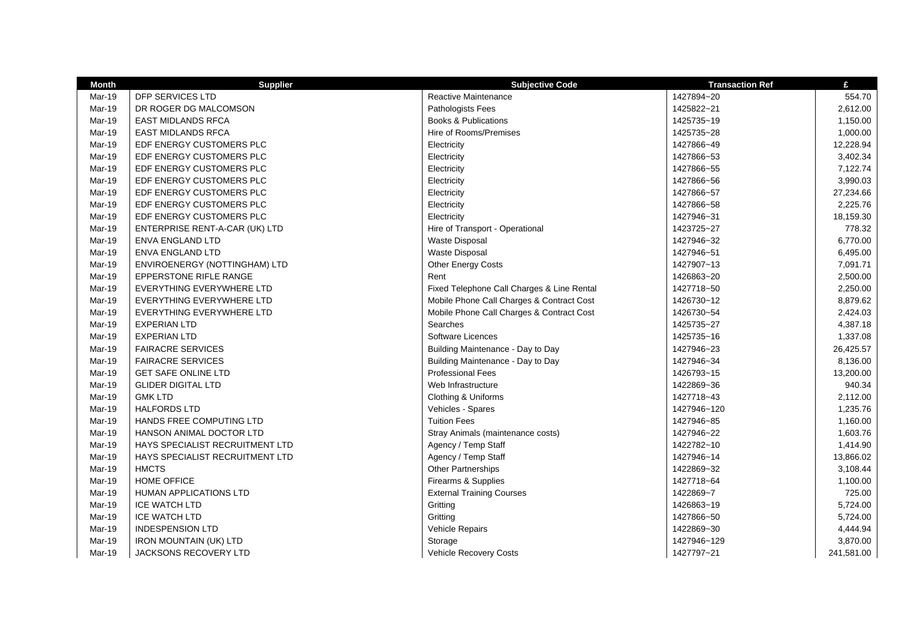| Month | Supplier | Subjective Code | Transaction Ref | £ |
|---|---|---|---|---|
| Mar-19 | DFP SERVICES LTD | Reactive Maintenance | 1427894~20 | 554.70 |
| Mar-19 | DR ROGER DG MALCOMSON | Pathologists Fees | 1425822~21 | 2,612.00 |
| Mar-19 | EAST MIDLANDS RFCA | Books & Publications | 1425735~19 | 1,150.00 |
| Mar-19 | EAST MIDLANDS RFCA | Hire of Rooms/Premises | 1425735~28 | 1,000.00 |
| Mar-19 | EDF ENERGY CUSTOMERS PLC | Electricity | 1427866~49 | 12,228.94 |
| Mar-19 | EDF ENERGY CUSTOMERS PLC | Electricity | 1427866~53 | 3,402.34 |
| Mar-19 | EDF ENERGY CUSTOMERS PLC | Electricity | 1427866~55 | 7,122.74 |
| Mar-19 | EDF ENERGY CUSTOMERS PLC | Electricity | 1427866~56 | 3,990.03 |
| Mar-19 | EDF ENERGY CUSTOMERS PLC | Electricity | 1427866~57 | 27,234.66 |
| Mar-19 | EDF ENERGY CUSTOMERS PLC | Electricity | 1427866~58 | 2,225.76 |
| Mar-19 | EDF ENERGY CUSTOMERS PLC | Electricity | 1427946~31 | 18,159.30 |
| Mar-19 | ENTERPRISE RENT-A-CAR (UK) LTD | Hire of Transport - Operational | 1423725~27 | 778.32 |
| Mar-19 | ENVA ENGLAND LTD | Waste Disposal | 1427946~32 | 6,770.00 |
| Mar-19 | ENVA ENGLAND LTD | Waste Disposal | 1427946~51 | 6,495.00 |
| Mar-19 | ENVIROENERGY (NOTTINGHAM) LTD | Other Energy Costs | 1427907~13 | 7,091.71 |
| Mar-19 | EPPERSTONE RIFLE RANGE | Rent | 1426863~20 | 2,500.00 |
| Mar-19 | EVERYTHING EVERYWHERE LTD | Fixed Telephone Call Charges & Line Rental | 1427718~50 | 2,250.00 |
| Mar-19 | EVERYTHING EVERYWHERE LTD | Mobile Phone Call Charges & Contract Cost | 1426730~12 | 8,879.62 |
| Mar-19 | EVERYTHING EVERYWHERE LTD | Mobile Phone Call Charges & Contract Cost | 1426730~54 | 2,424.03 |
| Mar-19 | EXPERIAN LTD | Searches | 1425735~27 | 4,387.18 |
| Mar-19 | EXPERIAN LTD | Software Licences | 1425735~16 | 1,337.08 |
| Mar-19 | FAIRACRE SERVICES | Building Maintenance - Day to Day | 1427946~23 | 26,425.57 |
| Mar-19 | FAIRACRE SERVICES | Building Maintenance - Day to Day | 1427946~34 | 8,136.00 |
| Mar-19 | GET SAFE ONLINE LTD | Professional Fees | 1426793~15 | 13,200.00 |
| Mar-19 | GLIDER DIGITAL LTD | Web Infrastructure | 1422869~36 | 940.34 |
| Mar-19 | GMK LTD | Clothing & Uniforms | 1427718~43 | 2,112.00 |
| Mar-19 | HALFORDS LTD | Vehicles - Spares | 1427946~120 | 1,235.76 |
| Mar-19 | HANDS FREE COMPUTING LTD | Tuition Fees | 1427946~85 | 1,160.00 |
| Mar-19 | HANSON ANIMAL DOCTOR LTD | Stray Animals (maintenance costs) | 1427946~22 | 1,603.76 |
| Mar-19 | HAYS SPECIALIST RECRUITMENT LTD | Agency / Temp Staff | 1422782~10 | 1,414.90 |
| Mar-19 | HAYS SPECIALIST RECRUITMENT LTD | Agency / Temp Staff | 1427946~14 | 13,866.02 |
| Mar-19 | HMCTS | Other Partnerships | 1422869~32 | 3,108.44 |
| Mar-19 | HOME OFFICE | Firearms & Supplies | 1427718~64 | 1,100.00 |
| Mar-19 | HUMAN APPLICATIONS LTD | External Training Courses | 1422869~7 | 725.00 |
| Mar-19 | ICE WATCH LTD | Gritting | 1426863~19 | 5,724.00 |
| Mar-19 | ICE WATCH LTD | Gritting | 1427866~50 | 5,724.00 |
| Mar-19 | INDESPENSION LTD | Vehicle Repairs | 1422869~30 | 4,444.94 |
| Mar-19 | IRON MOUNTAIN (UK) LTD | Storage | 1427946~129 | 3,870.00 |
| Mar-19 | JACKSONS RECOVERY LTD | Vehicle Recovery Costs | 1427797~21 | 241,581.00 |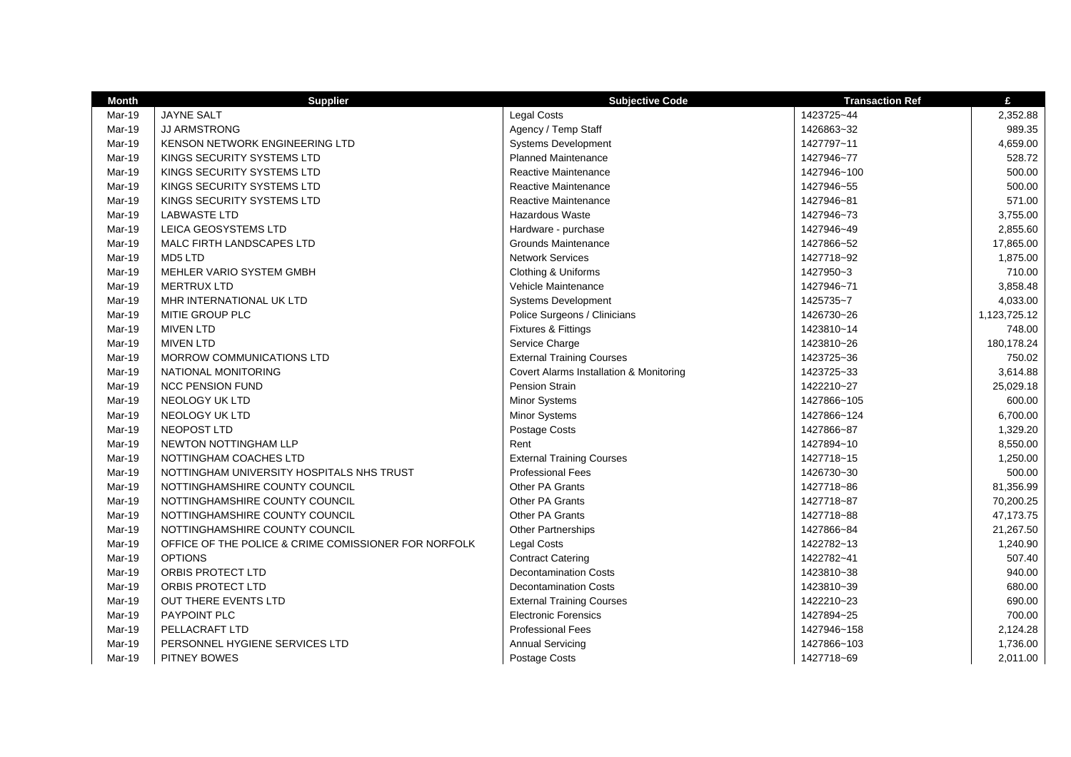| Month | Supplier | Subjective Code | Transaction Ref | £ |
|---|---|---|---|---|
| Mar-19 | JAYNE SALT | Legal Costs | 1423725~44 | 2,352.88 |
| Mar-19 | JJ ARMSTRONG | Agency / Temp Staff | 1426863~32 | 989.35 |
| Mar-19 | KENSON NETWORK ENGINEERING LTD | Systems Development | 1427797~11 | 4,659.00 |
| Mar-19 | KINGS SECURITY SYSTEMS LTD | Planned Maintenance | 1427946~77 | 528.72 |
| Mar-19 | KINGS SECURITY SYSTEMS LTD | Reactive Maintenance | 1427946~100 | 500.00 |
| Mar-19 | KINGS SECURITY SYSTEMS LTD | Reactive Maintenance | 1427946~55 | 500.00 |
| Mar-19 | KINGS SECURITY SYSTEMS LTD | Reactive Maintenance | 1427946~81 | 571.00 |
| Mar-19 | LABWASTE LTD | Hazardous Waste | 1427946~73 | 3,755.00 |
| Mar-19 | LEICA GEOSYSTEMS LTD | Hardware - purchase | 1427946~49 | 2,855.60 |
| Mar-19 | MALC FIRTH LANDSCAPES LTD | Grounds Maintenance | 1427866~52 | 17,865.00 |
| Mar-19 | MD5 LTD | Network Services | 1427718~92 | 1,875.00 |
| Mar-19 | MEHLER VARIO SYSTEM GMBH | Clothing & Uniforms | 1427950~3 | 710.00 |
| Mar-19 | MERTRUX LTD | Vehicle Maintenance | 1427946~71 | 3,858.48 |
| Mar-19 | MHR INTERNATIONAL UK LTD | Systems Development | 1425735~7 | 4,033.00 |
| Mar-19 | MITIE GROUP PLC | Police Surgeons / Clinicians | 1426730~26 | 1,123,725.12 |
| Mar-19 | MIVEN LTD | Fixtures & Fittings | 1423810~14 | 748.00 |
| Mar-19 | MIVEN LTD | Service Charge | 1423810~26 | 180,178.24 |
| Mar-19 | MORROW COMMUNICATIONS LTD | External Training Courses | 1423725~36 | 750.02 |
| Mar-19 | NATIONAL MONITORING | Covert Alarms Installation & Monitoring | 1423725~33 | 3,614.88 |
| Mar-19 | NCC PENSION FUND | Pension Strain | 1422210~27 | 25,029.18 |
| Mar-19 | NEOLOGY UK LTD | Minor Systems | 1427866~105 | 600.00 |
| Mar-19 | NEOLOGY UK LTD | Minor Systems | 1427866~124 | 6,700.00 |
| Mar-19 | NEOPOST LTD | Postage Costs | 1427866~87 | 1,329.20 |
| Mar-19 | NEWTON NOTTINGHAM LLP | Rent | 1427894~10 | 8,550.00 |
| Mar-19 | NOTTINGHAM COACHES LTD | External Training Courses | 1427718~15 | 1,250.00 |
| Mar-19 | NOTTINGHAM UNIVERSITY HOSPITALS NHS TRUST | Professional Fees | 1426730~30 | 500.00 |
| Mar-19 | NOTTINGHAMSHIRE COUNTY COUNCIL | Other PA Grants | 1427718~86 | 81,356.99 |
| Mar-19 | NOTTINGHAMSHIRE COUNTY COUNCIL | Other PA Grants | 1427718~87 | 70,200.25 |
| Mar-19 | NOTTINGHAMSHIRE COUNTY COUNCIL | Other PA Grants | 1427718~88 | 47,173.75 |
| Mar-19 | NOTTINGHAMSHIRE COUNTY COUNCIL | Other Partnerships | 1427866~84 | 21,267.50 |
| Mar-19 | OFFICE OF THE POLICE & CRIME COMISSIONER FOR NORFOLK | Legal Costs | 1422782~13 | 1,240.90 |
| Mar-19 | OPTIONS | Contract Catering | 1422782~41 | 507.40 |
| Mar-19 | ORBIS PROTECT LTD | Decontamination Costs | 1423810~38 | 940.00 |
| Mar-19 | ORBIS PROTECT LTD | Decontamination Costs | 1423810~39 | 680.00 |
| Mar-19 | OUT THERE EVENTS LTD | External Training Courses | 1422210~23 | 690.00 |
| Mar-19 | PAYPOINT PLC | Electronic Forensics | 1427894~25 | 700.00 |
| Mar-19 | PELLACRAFT LTD | Professional Fees | 1427946~158 | 2,124.28 |
| Mar-19 | PERSONNEL HYGIENE SERVICES LTD | Annual Servicing | 1427866~103 | 1,736.00 |
| Mar-19 | PITNEY BOWES | Postage Costs | 1427718~69 | 2,011.00 |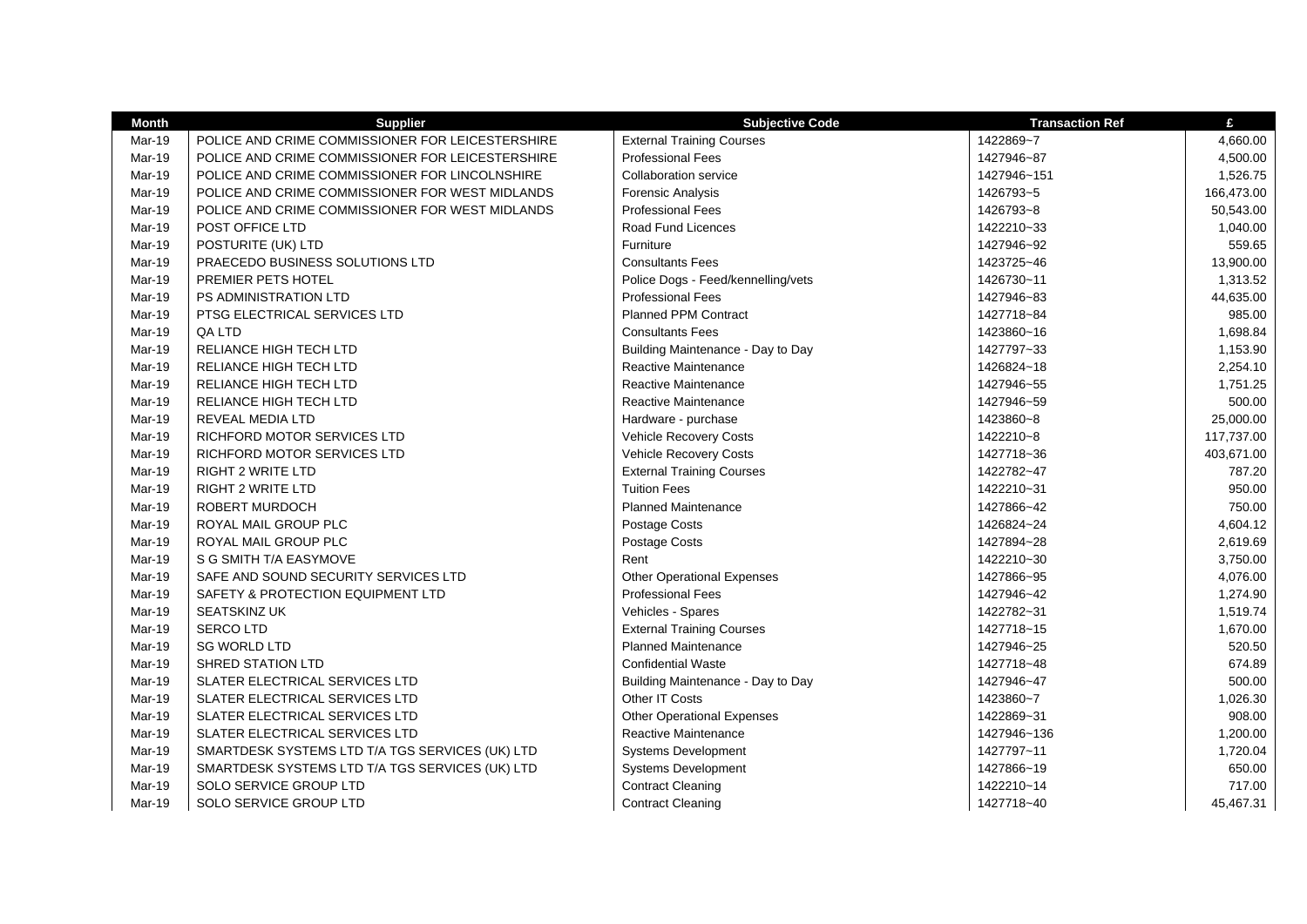| Month | Supplier | Subjective Code | Transaction Ref | £ |
|---|---|---|---|---|
| Mar-19 | POLICE AND CRIME COMMISSIONER FOR LEICESTERSHIRE | External Training Courses | 1422869~7 | 4,660.00 |
| Mar-19 | POLICE AND CRIME COMMISSIONER FOR LEICESTERSHIRE | Professional Fees | 1427946~87 | 4,500.00 |
| Mar-19 | POLICE AND CRIME COMMISSIONER FOR LINCOLNSHIRE | Collaboration service | 1427946~151 | 1,526.75 |
| Mar-19 | POLICE AND CRIME COMMISSIONER FOR WEST MIDLANDS | Forensic Analysis | 1426793~5 | 166,473.00 |
| Mar-19 | POLICE AND CRIME COMMISSIONER FOR WEST MIDLANDS | Professional Fees | 1426793~8 | 50,543.00 |
| Mar-19 | POST OFFICE LTD | Road Fund Licences | 1422210~33 | 1,040.00 |
| Mar-19 | POSTURITE (UK) LTD | Furniture | 1427946~92 | 559.65 |
| Mar-19 | PRAECEDO BUSINESS SOLUTIONS LTD | Consultants Fees | 1423725~46 | 13,900.00 |
| Mar-19 | PREMIER PETS HOTEL | Police Dogs - Feed/kennelling/vets | 1426730~11 | 1,313.52 |
| Mar-19 | PS ADMINISTRATION LTD | Professional Fees | 1427946~83 | 44,635.00 |
| Mar-19 | PTSG ELECTRICAL SERVICES LTD | Planned PPM Contract | 1427718~84 | 985.00 |
| Mar-19 | QA LTD | Consultants Fees | 1423860~16 | 1,698.84 |
| Mar-19 | RELIANCE HIGH TECH LTD | Building Maintenance - Day to Day | 1427797~33 | 1,153.90 |
| Mar-19 | RELIANCE HIGH TECH LTD | Reactive Maintenance | 1426824~18 | 2,254.10 |
| Mar-19 | RELIANCE HIGH TECH LTD | Reactive Maintenance | 1427946~55 | 1,751.25 |
| Mar-19 | RELIANCE HIGH TECH LTD | Reactive Maintenance | 1427946~59 | 500.00 |
| Mar-19 | REVEAL MEDIA LTD | Hardware - purchase | 1423860~8 | 25,000.00 |
| Mar-19 | RICHFORD MOTOR SERVICES LTD | Vehicle Recovery Costs | 1422210~8 | 117,737.00 |
| Mar-19 | RICHFORD MOTOR SERVICES LTD | Vehicle Recovery Costs | 1427718~36 | 403,671.00 |
| Mar-19 | RIGHT 2 WRITE LTD | External Training Courses | 1422782~47 | 787.20 |
| Mar-19 | RIGHT 2 WRITE LTD | Tuition Fees | 1422210~31 | 950.00 |
| Mar-19 | ROBERT MURDOCH | Planned Maintenance | 1427866~42 | 750.00 |
| Mar-19 | ROYAL MAIL GROUP PLC | Postage Costs | 1426824~24 | 4,604.12 |
| Mar-19 | ROYAL MAIL GROUP PLC | Postage Costs | 1427894~28 | 2,619.69 |
| Mar-19 | S G SMITH T/A EASYMOVE | Rent | 1422210~30 | 3,750.00 |
| Mar-19 | SAFE AND SOUND SECURITY SERVICES LTD | Other Operational Expenses | 1427866~95 | 4,076.00 |
| Mar-19 | SAFETY & PROTECTION EQUIPMENT LTD | Professional Fees | 1427946~42 | 1,274.90 |
| Mar-19 | SEATSKINZ UK | Vehicles - Spares | 1422782~31 | 1,519.74 |
| Mar-19 | SERCO LTD | External Training Courses | 1427718~15 | 1,670.00 |
| Mar-19 | SG WORLD LTD | Planned Maintenance | 1427946~25 | 520.50 |
| Mar-19 | SHRED STATION LTD | Confidential Waste | 1427718~48 | 674.89 |
| Mar-19 | SLATER ELECTRICAL SERVICES LTD | Building Maintenance - Day to Day | 1427946~47 | 500.00 |
| Mar-19 | SLATER ELECTRICAL SERVICES LTD | Other IT Costs | 1423860~7 | 1,026.30 |
| Mar-19 | SLATER ELECTRICAL SERVICES LTD | Other Operational Expenses | 1422869~31 | 908.00 |
| Mar-19 | SLATER ELECTRICAL SERVICES LTD | Reactive Maintenance | 1427946~136 | 1,200.00 |
| Mar-19 | SMARTDESK SYSTEMS LTD T/A TGS SERVICES (UK) LTD | Systems Development | 1427797~11 | 1,720.04 |
| Mar-19 | SMARTDESK SYSTEMS LTD T/A TGS SERVICES (UK) LTD | Systems Development | 1427866~19 | 650.00 |
| Mar-19 | SOLO SERVICE GROUP LTD | Contract Cleaning | 1422210~14 | 717.00 |
| Mar-19 | SOLO SERVICE GROUP LTD | Contract Cleaning | 1427718~40 | 45,467.31 |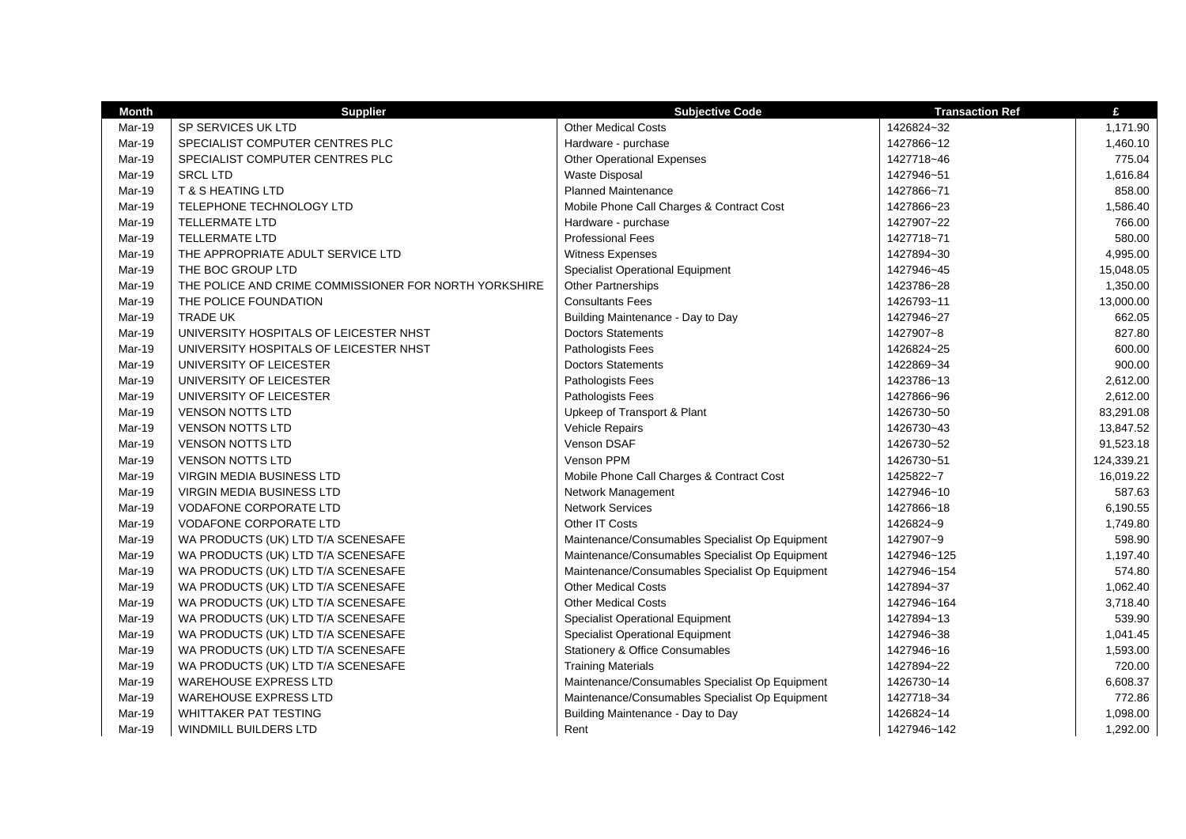| Month | Supplier | Subjective Code | Transaction Ref | £ |
|---|---|---|---|---|
| Mar-19 | SP SERVICES UK LTD | Other Medical Costs | 1426824~32 | 1,171.90 |
| Mar-19 | SPECIALIST COMPUTER CENTRES PLC | Hardware - purchase | 1427866~12 | 1,460.10 |
| Mar-19 | SPECIALIST COMPUTER CENTRES PLC | Other Operational Expenses | 1427718~46 | 775.04 |
| Mar-19 | SRCL LTD | Waste Disposal | 1427946~51 | 1,616.84 |
| Mar-19 | T & S HEATING LTD | Planned Maintenance | 1427866~71 | 858.00 |
| Mar-19 | TELEPHONE TECHNOLOGY LTD | Mobile Phone Call Charges & Contract Cost | 1427866~23 | 1,586.40 |
| Mar-19 | TELLERMATE LTD | Hardware - purchase | 1427907~22 | 766.00 |
| Mar-19 | TELLERMATE LTD | Professional Fees | 1427718~71 | 580.00 |
| Mar-19 | THE APPROPRIATE ADULT SERVICE LTD | Witness Expenses | 1427894~30 | 4,995.00 |
| Mar-19 | THE BOC GROUP LTD | Specialist Operational Equipment | 1427946~45 | 15,048.05 |
| Mar-19 | THE POLICE AND CRIME COMMISSIONER FOR NORTH YORKSHIRE | Other Partnerships | 1423786~28 | 1,350.00 |
| Mar-19 | THE POLICE FOUNDATION | Consultants Fees | 1426793~11 | 13,000.00 |
| Mar-19 | TRADE UK | Building Maintenance - Day to Day | 1427946~27 | 662.05 |
| Mar-19 | UNIVERSITY HOSPITALS OF LEICESTER NHST | Doctors Statements | 1427907~8 | 827.80 |
| Mar-19 | UNIVERSITY HOSPITALS OF LEICESTER NHST | Pathologists Fees | 1426824~25 | 600.00 |
| Mar-19 | UNIVERSITY OF LEICESTER | Doctors Statements | 1422869~34 | 900.00 |
| Mar-19 | UNIVERSITY OF LEICESTER | Pathologists Fees | 1423786~13 | 2,612.00 |
| Mar-19 | UNIVERSITY OF LEICESTER | Pathologists Fees | 1427866~96 | 2,612.00 |
| Mar-19 | VENSON NOTTS LTD | Upkeep of Transport & Plant | 1426730~50 | 83,291.08 |
| Mar-19 | VENSON NOTTS LTD | Vehicle Repairs | 1426730~43 | 13,847.52 |
| Mar-19 | VENSON NOTTS LTD | Venson DSAF | 1426730~52 | 91,523.18 |
| Mar-19 | VENSON NOTTS LTD | Venson PPM | 1426730~51 | 124,339.21 |
| Mar-19 | VIRGIN MEDIA BUSINESS LTD | Mobile Phone Call Charges & Contract Cost | 1425822~7 | 16,019.22 |
| Mar-19 | VIRGIN MEDIA BUSINESS LTD | Network Management | 1427946~10 | 587.63 |
| Mar-19 | VODAFONE CORPORATE LTD | Network Services | 1427866~18 | 6,190.55 |
| Mar-19 | VODAFONE CORPORATE LTD | Other IT Costs | 1426824~9 | 1,749.80 |
| Mar-19 | WA PRODUCTS (UK) LTD T/A SCENESAFE | Maintenance/Consumables Specialist Op Equipment | 1427907~9 | 598.90 |
| Mar-19 | WA PRODUCTS (UK) LTD T/A SCENESAFE | Maintenance/Consumables Specialist Op Equipment | 1427946~125 | 1,197.40 |
| Mar-19 | WA PRODUCTS (UK) LTD T/A SCENESAFE | Maintenance/Consumables Specialist Op Equipment | 1427946~154 | 574.80 |
| Mar-19 | WA PRODUCTS (UK) LTD T/A SCENESAFE | Other Medical Costs | 1427894~37 | 1,062.40 |
| Mar-19 | WA PRODUCTS (UK) LTD T/A SCENESAFE | Other Medical Costs | 1427946~164 | 3,718.40 |
| Mar-19 | WA PRODUCTS (UK) LTD T/A SCENESAFE | Specialist Operational Equipment | 1427894~13 | 539.90 |
| Mar-19 | WA PRODUCTS (UK) LTD T/A SCENESAFE | Specialist Operational Equipment | 1427946~38 | 1,041.45 |
| Mar-19 | WA PRODUCTS (UK) LTD T/A SCENESAFE | Stationery & Office Consumables | 1427946~16 | 1,593.00 |
| Mar-19 | WA PRODUCTS (UK) LTD T/A SCENESAFE | Training Materials | 1427894~22 | 720.00 |
| Mar-19 | WAREHOUSE EXPRESS LTD | Maintenance/Consumables Specialist Op Equipment | 1426730~14 | 6,608.37 |
| Mar-19 | WAREHOUSE EXPRESS LTD | Maintenance/Consumables Specialist Op Equipment | 1427718~34 | 772.86 |
| Mar-19 | WHITTAKER PAT TESTING | Building Maintenance - Day to Day | 1426824~14 | 1,098.00 |
| Mar-19 | WINDMILL BUILDERS LTD | Rent | 1427946~142 | 1,292.00 |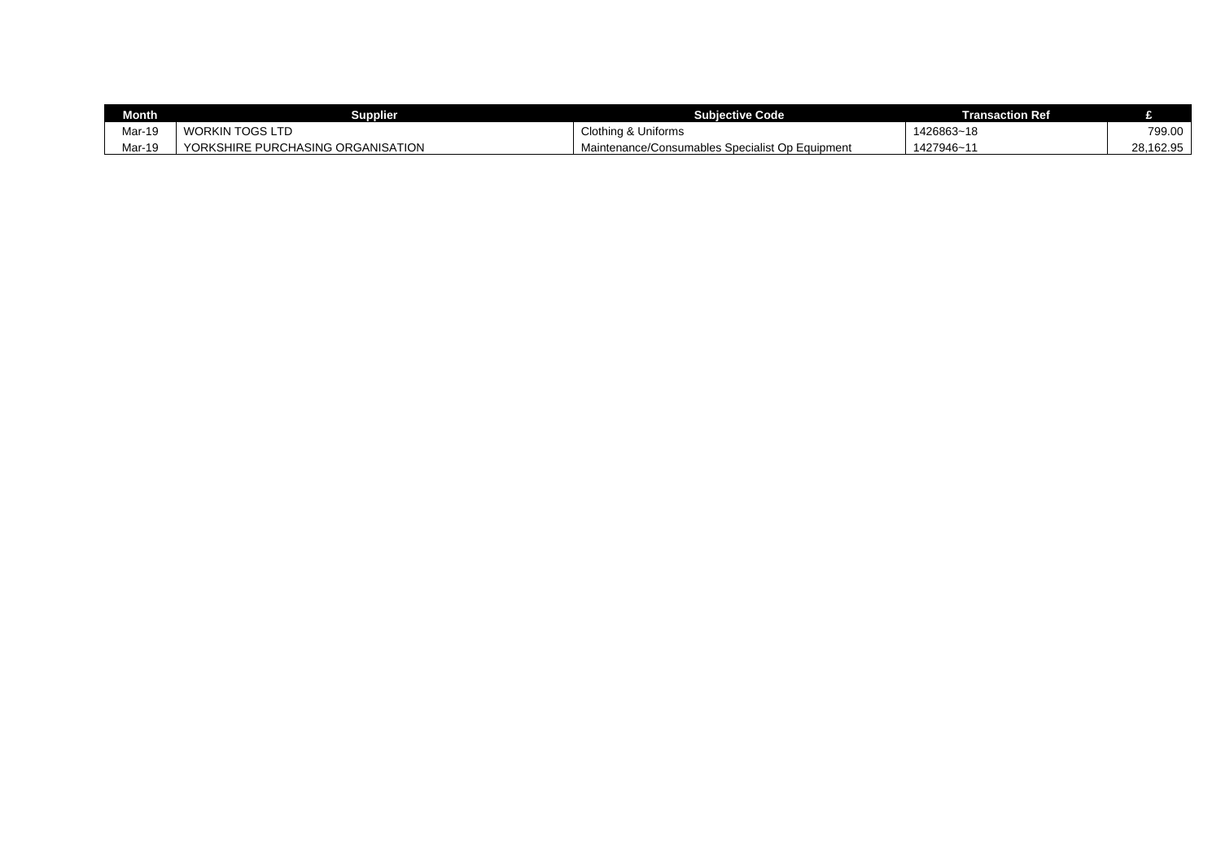| Month | Supplier | Subjective Code | Transaction Ref | £ |
| --- | --- | --- | --- | --- |
| Mar-19 | WORKIN TOGS LTD | Clothing & Uniforms | 1426863~18 | 799.00 |
| Mar-19 | YORKSHIRE PURCHASING ORGANISATION | Maintenance/Consumables Specialist Op Equipment | 1427946~11 | 28,162.95 |